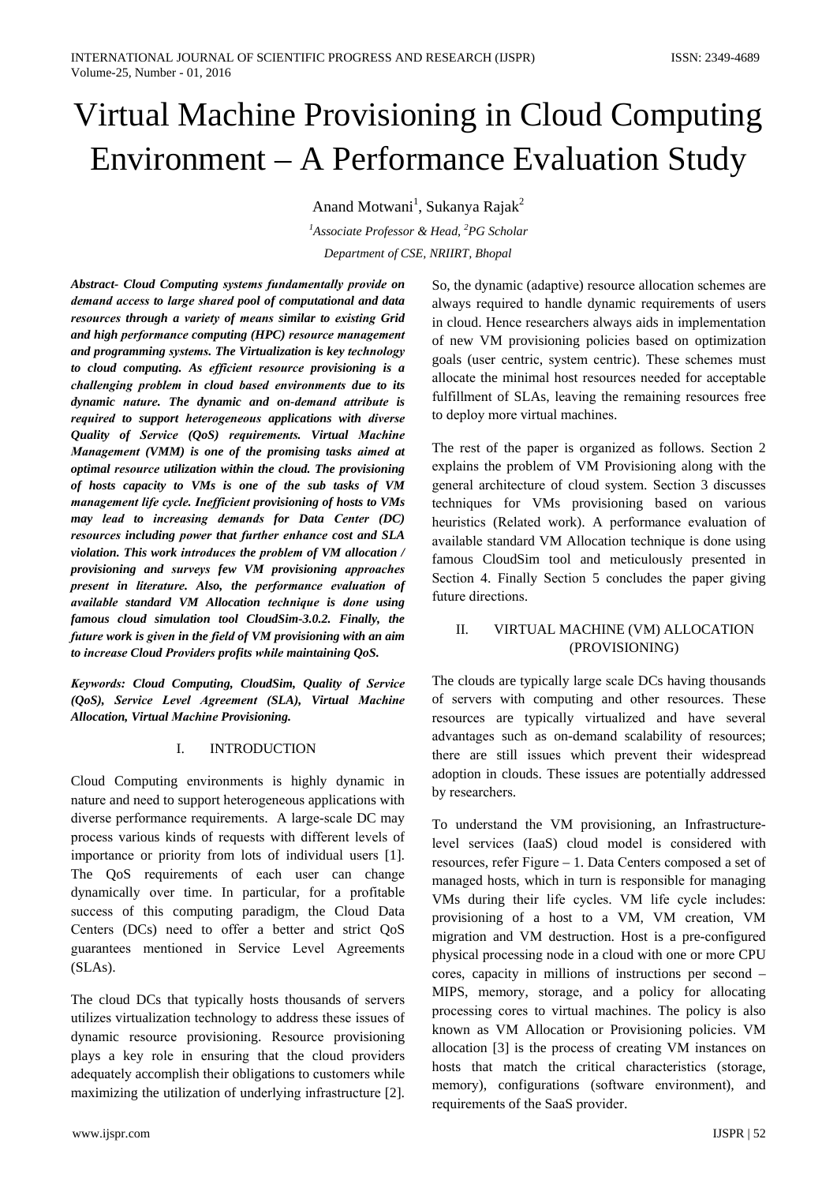# Virtual Machine Provisioning in Cloud Computing Environment – A Performance Evaluation Study

Anand Motwani[1], Sukanya Rajak[2]

[1]*Associate Professor & Head,* [2]*PG Scholar*

*Department of CSE, NRIIRT, Bhopal*

***Abstract- Cloud Computing systems fundamentally provide on demand access to large shared pool of computational and data resources through a variety of means similar to existing Grid and high performance computing (HPC) resource management and programming systems. The Virtualization is key technology to cloud computing. As efficient resource provisioning is a challenging problem in cloud based environments due to its dynamic nature. The dynamic and on-demand attribute is required to support heterogeneous applications with diverse Quality of Service (QoS) requirements. Virtual Machine Management (VMM) is one of the promising tasks aimed at optimal resource utilization within the cloud. The provisioning of hosts capacity to VMs is one of the sub tasks of VM management life cycle. Inefficient provisioning of hosts to VMs may lead to increasing demands for Data Center (DC) resources including power that further enhance cost and SLA violation. This work introduces the problem of VM allocation / provisioning and surveys few VM provisioning approaches present in literature. Also, the performance evaluation of available standard VM Allocation technique is done using famous cloud simulation tool CloudSim-3.0.2. Finally, the future work is given in the field of VM provisioning with an aim to increase Cloud Providers profits while maintaining QoS.***

***Keywords: Cloud Computing, CloudSim, Quality of Service (QoS), Service Level Agreement (SLA), Virtual Machine Allocation, Virtual Machine Provisioning.***

## I. INTRODUCTION

Cloud Computing environments is highly dynamic in nature and need to support heterogeneous applications with diverse performance requirements. A large-scale DC may process various kinds of requests with different levels of importance or priority from lots of individual users [1]. The QoS requirements of each user can change dynamically over time. In particular, for a profitable success of this computing paradigm, the Cloud Data Centers (DCs) need to offer a better and strict QoS guarantees mentioned in Service Level Agreements (SLAs).

The cloud DCs that typically hosts thousands of servers utilizes virtualization technology to address these issues of dynamic resource provisioning. Resource provisioning plays a key role in ensuring that the cloud providers adequately accomplish their obligations to customers while maximizing the utilization of underlying infrastructure [2]. So, the dynamic (adaptive) resource allocation schemes are always required to handle dynamic requirements of users in cloud. Hence researchers always aids in implementation of new VM provisioning policies based on optimization goals (user centric, system centric). These schemes must allocate the minimal host resources needed for acceptable fulfillment of SLAs, leaving the remaining resources free to deploy more virtual machines.

The rest of the paper is organized as follows. Section 2 explains the problem of VM Provisioning along with the general architecture of cloud system. Section 3 discusses techniques for VMs provisioning based on various heuristics (Related work). A performance evaluation of available standard VM Allocation technique is done using famous CloudSim tool and meticulously presented in Section 4. Finally Section 5 concludes the paper giving future directions.

## II. VIRTUAL MACHINE (VM) ALLOCATION (PROVISIONING)

The clouds are typically large scale DCs having thousands of servers with computing and other resources. These resources are typically virtualized and have several advantages such as on-demand scalability of resources; there are still issues which prevent their widespread adoption in clouds. These issues are potentially addressed by researchers.

To understand the VM provisioning, an Infrastructure-level services (IaaS) cloud model is considered with resources, refer Figure – 1. Data Centers composed a set of managed hosts, which in turn is responsible for managing VMs during their life cycles. VM life cycle includes: provisioning of a host to a VM, VM creation, VM migration and VM destruction. Host is a pre-configured physical processing node in a cloud with one or more CPU cores, capacity in millions of instructions per second – MIPS, memory, storage, and a policy for allocating processing cores to virtual machines. The policy is also known as VM Allocation or Provisioning policies. VM allocation [3] is the process of creating VM instances on hosts that match the critical characteristics (storage, memory), configurations (software environment), and requirements of the SaaS provider.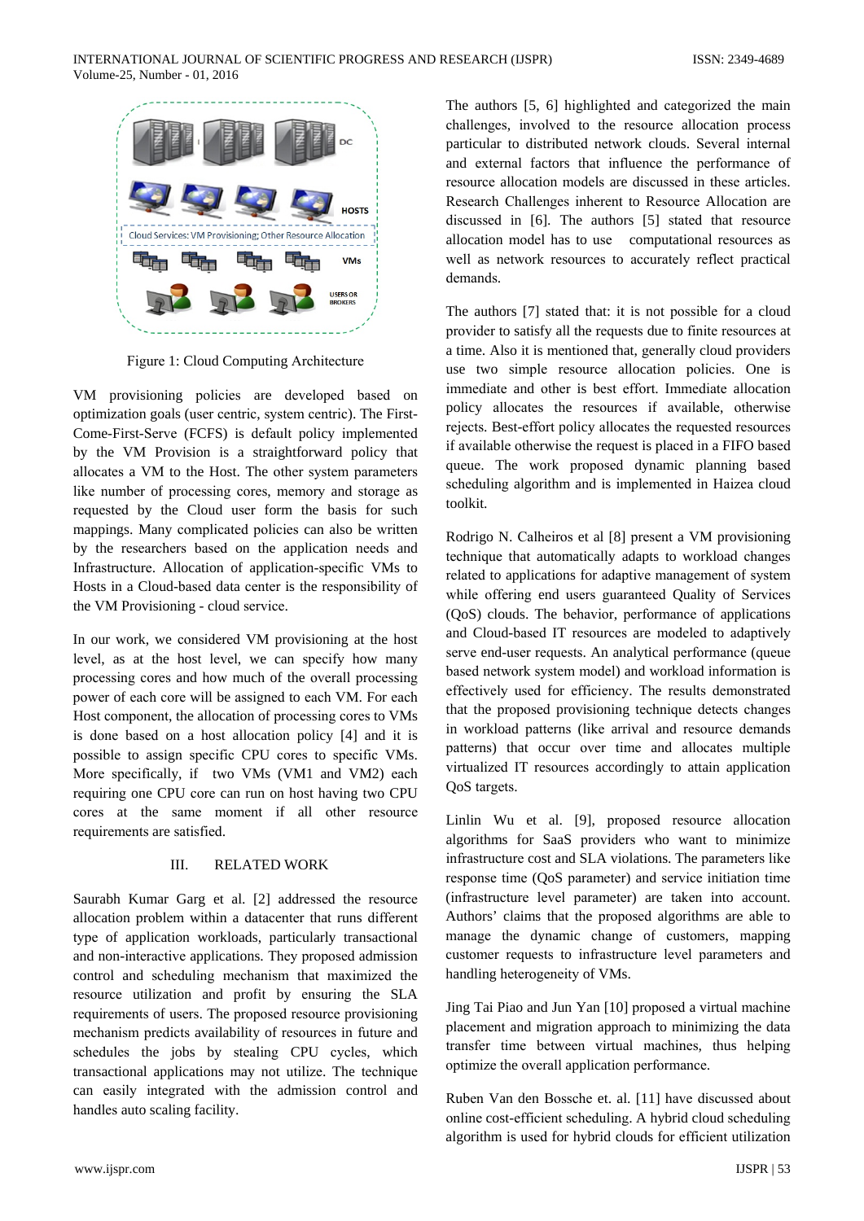Figure 1: Cloud Computing Architecture

VM provisioning policies are developed based on optimization goals (user centric, system centric). The First-Come-First-Serve (FCFS) is default policy implemented by the VM Provision is a straightforward policy that allocates a VM to the Host. The other system parameters like number of processing cores, memory and storage as requested by the Cloud user form the basis for such mappings. Many complicated policies can also be written by the researchers based on the application needs and Infrastructure. Allocation of application-specific VMs to Hosts in a Cloud-based data center is the responsibility of the VM Provisioning - cloud service.

In our work, we considered VM provisioning at the host level, as at the host level, we can specify how many processing cores and how much of the overall processing power of each core will be assigned to each VM. For each Host component, the allocation of processing cores to VMs is done based on a host allocation policy [4] and it is possible to assign specific CPU cores to specific VMs. More specifically, if two VMs (VM1 and VM2) each requiring one CPU core can run on host having two CPU cores at the same moment if all other resource requirements are satisfied.

## III. RELATED WORK

Saurabh Kumar Garg et al. [2] addressed the resource allocation problem within a datacenter that runs different type of application workloads, particularly transactional and non-interactive applications. They proposed admission control and scheduling mechanism that maximized the resource utilization and profit by ensuring the SLA requirements of users. The proposed resource provisioning mechanism predicts availability of resources in future and schedules the jobs by stealing CPU cycles, which transactional applications may not utilize. The technique can easily integrated with the admission control and handles auto scaling facility.

The authors [5, 6] highlighted and categorized the main challenges, involved to the resource allocation process particular to distributed network clouds. Several internal and external factors that influence the performance of resource allocation models are discussed in these articles. Research Challenges inherent to Resource Allocation are discussed in [6]. The authors [5] stated that resource allocation model has to use computational resources as well as network resources to accurately reflect practical demands.

The authors [7] stated that: it is not possible for a cloud provider to satisfy all the requests due to finite resources at a time. Also it is mentioned that, generally cloud providers use two simple resource allocation policies. One is immediate and other is best effort. Immediate allocation policy allocates the resources if available, otherwise rejects. Best-effort policy allocates the requested resources if available otherwise the request is placed in a FIFO based queue. The work proposed dynamic planning based scheduling algorithm and is implemented in Haizea cloud toolkit.

Rodrigo N. Calheiros et al [8] present a VM provisioning technique that automatically adapts to workload changes related to applications for adaptive management of system while offering end users guaranteed Quality of Services (QoS) clouds. The behavior, performance of applications and Cloud-based IT resources are modeled to adaptively serve end-user requests. An analytical performance (queue based network system model) and workload information is effectively used for efficiency. The results demonstrated that the proposed provisioning technique detects changes in workload patterns (like arrival and resource demands patterns) that occur over time and allocates multiple virtualized IT resources accordingly to attain application QoS targets.

Linlin Wu et al. [9], proposed resource allocation algorithms for SaaS providers who want to minimize infrastructure cost and SLA violations. The parameters like response time (QoS parameter) and service initiation time (infrastructure level parameter) are taken into account. Authors' claims that the proposed algorithms are able to manage the dynamic change of customers, mapping customer requests to infrastructure level parameters and handling heterogeneity of VMs.

Jing Tai Piao and Jun Yan [10] proposed a virtual machine placement and migration approach to minimizing the data transfer time between virtual machines, thus helping optimize the overall application performance.

Ruben Van den Bossche et. al. [11] have discussed about online cost-efficient scheduling. A hybrid cloud scheduling algorithm is used for hybrid clouds for efficient utilization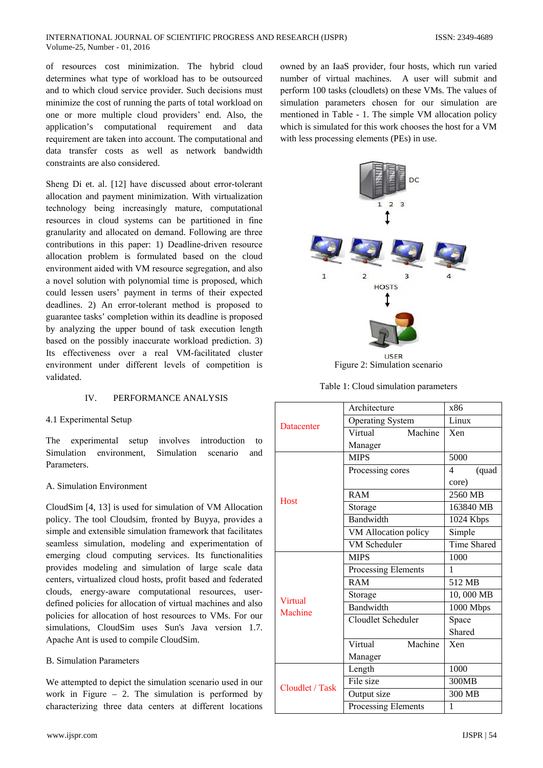of resources cost minimization. The hybrid cloud determines what type of workload has to be outsourced and to which cloud service provider. Such decisions must minimize the cost of running the parts of total workload on one or more multiple cloud providers' end. Also, the application's computational requirement and data requirement are taken into account. The computational and data transfer costs as well as network bandwidth constraints are also considered.

Sheng Di et. al. [12] have discussed about error-tolerant allocation and payment minimization. With virtualization technology being increasingly mature, computational resources in cloud systems can be partitioned in fine granularity and allocated on demand. Following are three contributions in this paper: 1) Deadline-driven resource allocation problem is formulated based on the cloud environment aided with VM resource segregation, and also a novel solution with polynomial time is proposed, which could lessen users' payment in terms of their expected deadlines. 2) An error-tolerant method is proposed to guarantee tasks' completion within its deadline is proposed by analyzing the upper bound of task execution length based on the possibly inaccurate workload prediction. 3) Its effectiveness over a real VM-facilitated cluster environment under different levels of competition is validated.

## IV. PERFORMANCE ANALYSIS

### 4.1 Experimental Setup

The experimental setup involves introduction to Simulation environment, Simulation scenario and Parameters.

#### A. Simulation Environment

CloudSim [4, 13] is used for simulation of VM Allocation policy. The tool Cloudsim, fronted by Buyya, provides a simple and extensible simulation framework that facilitates seamless simulation, modeling and experimentation of emerging cloud computing services. Its functionalities provides modeling and simulation of large scale data centers, virtualized cloud hosts, profit based and federated clouds, energy-aware computational resources, user-defined policies for allocation of virtual machines and also policies for allocation of host resources to VMs. For our simulations, CloudSim uses Sun's Java version 1.7. Apache Ant is used to compile CloudSim.

#### B. Simulation Parameters

We attempted to depict the simulation scenario used in our work in Figure – 2. The simulation is performed by characterizing three data centers at different locations owned by an IaaS provider, four hosts, which run varied number of virtual machines. A user will submit and perform 100 tasks (cloudlets) on these VMs. The values of simulation parameters chosen for our simulation are mentioned in Table - 1. The simple VM allocation policy which is simulated for this work chooses the host for a VM with less processing elements (PEs) in use.

Figure 2: Simulation scenario

Table 1: Cloud simulation parameters

| | | |
|---|---|---|
| Datacenter | Architecture | x86 |
| | Operating System | Linux |
| | Virtual Machine Manager | Xen |
| Host | MIPS | 5000 |
| | Processing cores | 4 (quad core) |
| | RAM | 2560 MB |
| | Storage | 163840 MB |
| | Bandwidth | 1024 Kbps |
| | VM Allocation policy | Simple |
| | VM Scheduler | Time Shared |
| Virtual Machine | MIPS | 1000 |
| | Processing Elements | 1 |
| | RAM | 512 MB |
| | Storage | 10, 000 MB |
| | Bandwidth | 1000 Mbps |
| | Cloudlet Scheduler | Space Shared |
| | Virtual Machine Manager | Xen |
| Cloudlet / Task | Length | 1000 |
| | File size | 300MB |
| | Output size | 300 MB |
| | Processing Elements | 1 |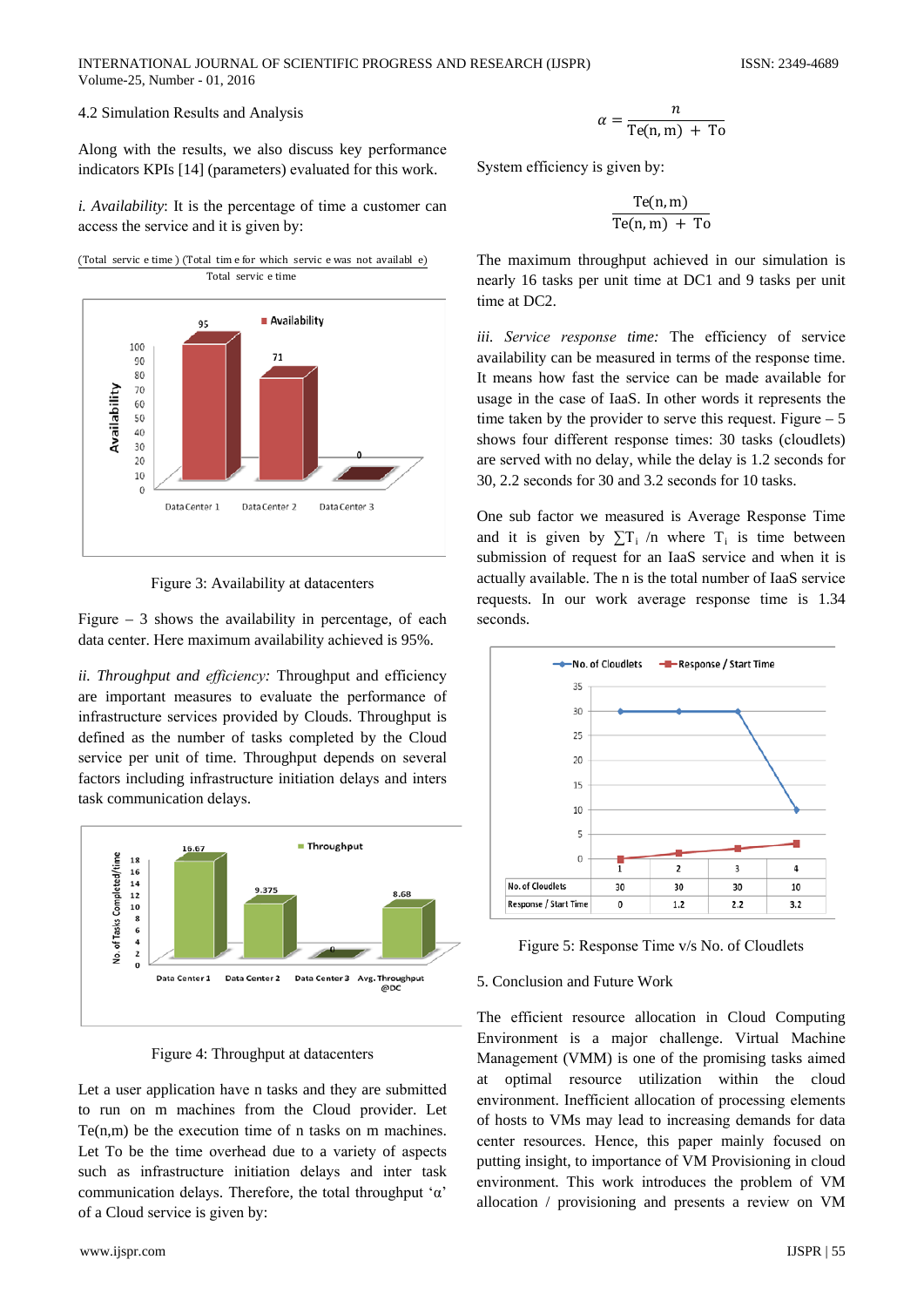### 4.2 Simulation Results and Analysis

Along with the results, we also discuss key performance indicators KPIs [14] (parameters) evaluated for this work.

*i. Availability*: It is the percentage of time a customer can access the service and it is given by:

$$\frac{(\text{Total servic e time})\ (\text{Total tim e for which servic e was not availabl e})}{\text{Total servic e time}}$$

Figure 3: Availability at datacenters

Figure – 3 shows the availability in percentage, of each data center. Here maximum availability achieved is 95%.

*ii. Throughput and efficiency:* Throughput and efficiency are important measures to evaluate the performance of infrastructure services provided by Clouds. Throughput is defined as the number of tasks completed by the Cloud service per unit of time. Throughput depends on several factors including infrastructure initiation delays and inters task communication delays.

Figure 4: Throughput at datacenters

Let a user application have n tasks and they are submitted to run on m machines from the Cloud provider. Let Te(n,m) be the execution time of n tasks on m machines. Let To be the time overhead due to a variety of aspects such as infrastructure initiation delays and inter task communication delays. Therefore, the total throughput 'α' of a Cloud service is given by:

$$\alpha = \frac{n}{\mathrm{Te(n,m)} + \mathrm{To}}$$

System efficiency is given by:

$$\frac{\mathrm{Te(n,m)}}{\mathrm{Te(n,m)} + \mathrm{To}}$$

The maximum throughput achieved in our simulation is nearly 16 tasks per unit time at DC1 and 9 tasks per unit time at DC2.

*iii. Service response time:* The efficiency of service availability can be measured in terms of the response time. It means how fast the service can be made available for usage in the case of IaaS. In other words it represents the time taken by the provider to serve this request. Figure – 5 shows four different response times: 30 tasks (cloudlets) are served with no delay, while the delay is 1.2 seconds for 30, 2.2 seconds for 30 and 3.2 seconds for 10 tasks.

One sub factor we measured is Average Response Time and it is given by $\sum T_i\ /n$ where $T_i$ is time between submission of request for an IaaS service and when it is actually available. The n is the total number of IaaS service requests. In our work average response time is 1.34 seconds.

| | 1 | 2 | 3 | 4 |
|---|---|---|---|---|
| No. of Cloudlets | 30 | 30 | 30 | 10 |
| Response / Start Time | 0 | 1.2 | 2.2 | 3.2 |

Figure 5: Response Time v/s No. of Cloudlets

## 5. Conclusion and Future Work

The efficient resource allocation in Cloud Computing Environment is a major challenge. Virtual Machine Management (VMM) is one of the promising tasks aimed at optimal resource utilization within the cloud environment. Inefficient allocation of processing elements of hosts to VMs may lead to increasing demands for data center resources. Hence, this paper mainly focused on putting insight, to importance of VM Provisioning in cloud environment. This work introduces the problem of VM allocation / provisioning and presents a review on VM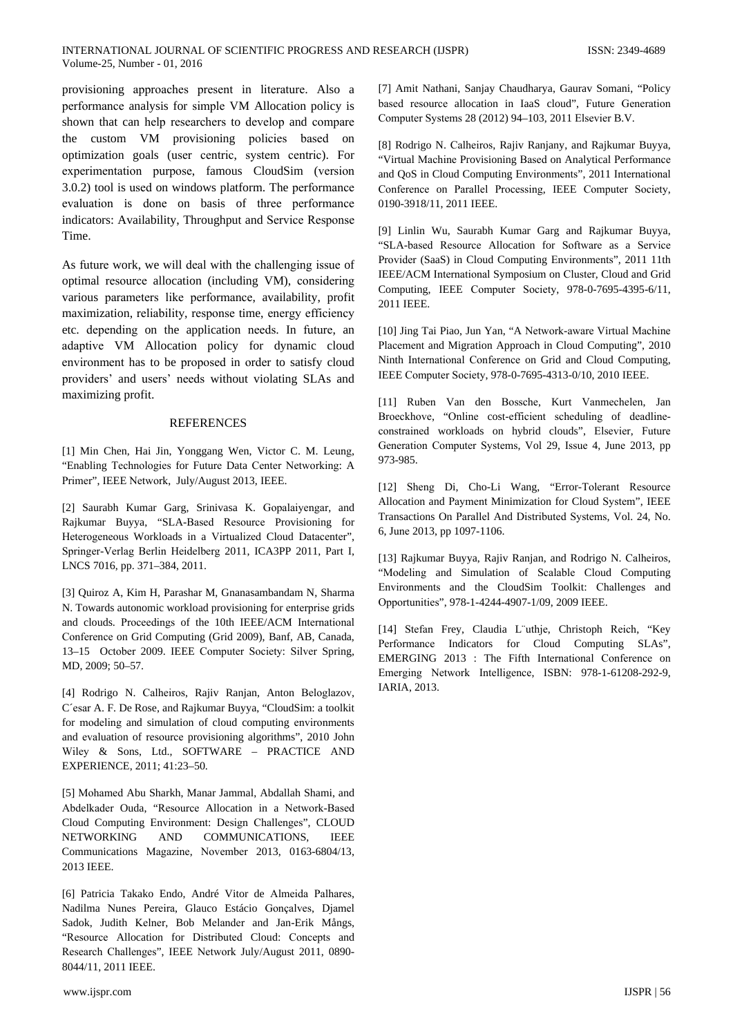provisioning approaches present in literature. Also a performance analysis for simple VM Allocation policy is shown that can help researchers to develop and compare the custom VM provisioning policies based on optimization goals (user centric, system centric). For experimentation purpose, famous CloudSim (version 3.0.2) tool is used on windows platform. The performance evaluation is done on basis of three performance indicators: Availability, Throughput and Service Response Time.

As future work, we will deal with the challenging issue of optimal resource allocation (including VM), considering various parameters like performance, availability, profit maximization, reliability, response time, energy efficiency etc. depending on the application needs. In future, an adaptive VM Allocation policy for dynamic cloud environment has to be proposed in order to satisfy cloud providers' and users' needs without violating SLAs and maximizing profit.

## REFERENCES

[1] Min Chen, Hai Jin, Yonggang Wen, Victor C. M. Leung, "Enabling Technologies for Future Data Center Networking: A Primer", IEEE Network, July/August 2013, IEEE.

[2] Saurabh Kumar Garg, Srinivasa K. Gopalaiyengar, and Rajkumar Buyya, "SLA-Based Resource Provisioning for Heterogeneous Workloads in a Virtualized Cloud Datacenter", Springer-Verlag Berlin Heidelberg 2011, ICA3PP 2011, Part I, LNCS 7016, pp. 371–384, 2011.

[3] Quiroz A, Kim H, Parashar M, Gnanasambandam N, Sharma N. Towards autonomic workload provisioning for enterprise grids and clouds. Proceedings of the 10th IEEE/ACM International Conference on Grid Computing (Grid 2009), Banf, AB, Canada, 13–15 October 2009. IEEE Computer Society: Silver Spring, MD, 2009; 50–57.

[4] Rodrigo N. Calheiros, Rajiv Ranjan, Anton Beloglazov, C´esar A. F. De Rose, and Rajkumar Buyya, "CloudSim: a toolkit for modeling and simulation of cloud computing environments and evaluation of resource provisioning algorithms", 2010 John Wiley & Sons, Ltd., SOFTWARE – PRACTICE AND EXPERIENCE, 2011; 41:23–50.

[5] Mohamed Abu Sharkh, Manar Jammal, Abdallah Shami, and Abdelkader Ouda, "Resource Allocation in a Network-Based Cloud Computing Environment: Design Challenges", CLOUD NETWORKING AND COMMUNICATIONS, IEEE Communications Magazine, November 2013, 0163-6804/13, 2013 IEEE.

[6] Patricia Takako Endo, André Vitor de Almeida Palhares, Nadilma Nunes Pereira, Glauco Estácio Gonçalves, Djamel Sadok, Judith Kelner, Bob Melander and Jan-Erik Mångs, "Resource Allocation for Distributed Cloud: Concepts and Research Challenges", IEEE Network July/August 2011, 0890-8044/11, 2011 IEEE.

[7] Amit Nathani, Sanjay Chaudharya, Gaurav Somani, "Policy based resource allocation in IaaS cloud", Future Generation Computer Systems 28 (2012) 94–103, 2011 Elsevier B.V.

[8] Rodrigo N. Calheiros, Rajiv Ranjany, and Rajkumar Buyya, "Virtual Machine Provisioning Based on Analytical Performance and QoS in Cloud Computing Environments", 2011 International Conference on Parallel Processing, IEEE Computer Society, 0190-3918/11, 2011 IEEE.

[9] Linlin Wu, Saurabh Kumar Garg and Rajkumar Buyya, "SLA-based Resource Allocation for Software as a Service Provider (SaaS) in Cloud Computing Environments", 2011 11th IEEE/ACM International Symposium on Cluster, Cloud and Grid Computing, IEEE Computer Society, 978-0-7695-4395-6/11, 2011 IEEE.

[10] Jing Tai Piao, Jun Yan, "A Network-aware Virtual Machine Placement and Migration Approach in Cloud Computing", 2010 Ninth International Conference on Grid and Cloud Computing, IEEE Computer Society, 978-0-7695-4313-0/10, 2010 IEEE.

[11] Ruben Van den Bossche, Kurt Vanmechelen, Jan Broeckhove, "Online cost-efficient scheduling of deadline-constrained workloads on hybrid clouds", Elsevier, Future Generation Computer Systems, Vol 29, Issue 4, June 2013, pp 973-985.

[12] Sheng Di, Cho-Li Wang, "Error-Tolerant Resource Allocation and Payment Minimization for Cloud System", IEEE Transactions On Parallel And Distributed Systems, Vol. 24, No. 6, June 2013, pp 1097-1106.

[13] Rajkumar Buyya, Rajiv Ranjan, and Rodrigo N. Calheiros, "Modeling and Simulation of Scalable Cloud Computing Environments and the CloudSim Toolkit: Challenges and Opportunities", 978-1-4244-4907-1/09, 2009 IEEE.

[14] Stefan Frey, Claudia L¨uthje, Christoph Reich, "Key Performance Indicators for Cloud Computing SLAs", EMERGING 2013 : The Fifth International Conference on Emerging Network Intelligence, ISBN: 978-1-61208-292-9, IARIA, 2013.